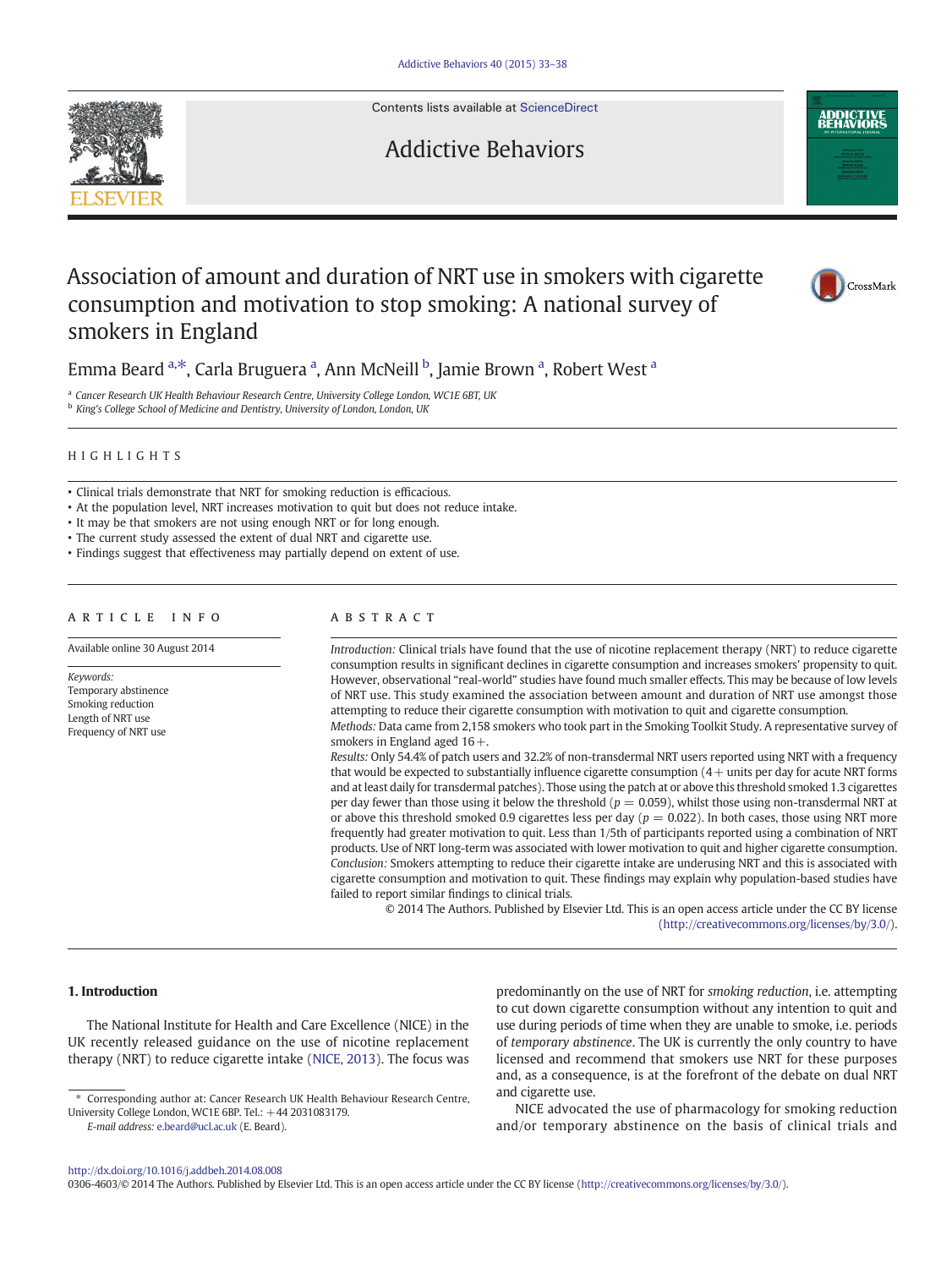# Association of amount and duration of NRT use in smokers with cigarette consumption and motivation to stop smoking: A national survey of smokers in England

Emma Beard [a,*], Carla Bruguera [a], Ann McNeill [b], Jamie Brown [a], Robert West [a]

[a] Cancer Research UK Health Behaviour Research Centre, University College London, WC1E 6BT, UK

[b] King's College School of Medicine and Dentistry, University of London, London, UK

## HIGHLIGHTS

- Clinical trials demonstrate that NRT for smoking reduction is efficacious.
- At the population level, NRT increases motivation to quit but does not reduce intake.
- It may be that smokers are not using enough NRT or for long enough.
- The current study assessed the extent of dual NRT and cigarette use.
- Findings suggest that effectiveness may partially depend on extent of use.

## ARTICLE INFO

Available online 30 August 2014

*Keywords:*
Temporary abstinence
Smoking reduction
Length of NRT use
Frequency of NRT use

## ABSTRACT

*Introduction:* Clinical trials have found that the use of nicotine replacement therapy (NRT) to reduce cigarette consumption results in significant declines in cigarette consumption and increases smokers' propensity to quit. However, observational "real-world" studies have found much smaller effects. This may be because of low levels of NRT use. This study examined the association between amount and duration of NRT use amongst those attempting to reduce their cigarette consumption with motivation to quit and cigarette consumption.

*Methods:* Data came from 2,158 smokers who took part in the Smoking Toolkit Study. A representative survey of smokers in England aged 16+.

*Results:* Only 54.4% of patch users and 32.2% of non-transdermal NRT users reported using NRT with a frequency that would be expected to substantially influence cigarette consumption (4+ units per day for acute NRT forms and at least daily for transdermal patches). Those using the patch at or above this threshold smoked 1.3 cigarettes per day fewer than those using it below the threshold ($p = 0.059$), whilst those using non-transdermal NRT at or above this threshold smoked 0.9 cigarettes less per day ($p = 0.022$). In both cases, those using NRT more frequently had greater motivation to quit. Less than 1/5th of participants reported using a combination of NRT products. Use of NRT long-term was associated with lower motivation to quit and higher cigarette consumption.

*Conclusion:* Smokers attempting to reduce their cigarette intake are underusing NRT and this is associated with cigarette consumption and motivation to quit. These findings may explain why population-based studies have failed to report similar findings to clinical trials.

© 2014 The Authors. Published by Elsevier Ltd. This is an open access article under the CC BY license (http://creativecommons.org/licenses/by/3.0/).

## 1. Introduction

The National Institute for Health and Care Excellence (NICE) in the UK recently released guidance on the use of nicotine replacement therapy (NRT) to reduce cigarette intake (NICE, 2013). The focus was predominantly on the use of NRT for *smoking reduction*, i.e. attempting to cut down cigarette consumption without any intention to quit and use during periods of time when they are unable to smoke, i.e. periods of *temporary abstinence*. The UK is currently the only country to have licensed and recommend that smokers use NRT for these purposes and, as a consequence, is at the forefront of the debate on dual NRT and cigarette use.

NICE advocated the use of pharmacology for smoking reduction and/or temporary abstinence on the basis of clinical trials and

* Corresponding author at: Cancer Research UK Health Behaviour Research Centre, University College London, WC1E 6BP. Tel.: +44 2031083179.
*E-mail address:* e.beard@ucl.ac.uk (E. Beard).

http://dx.doi.org/10.1016/j.addbeh.2014.08.008
0306-4603/© 2014 The Authors. Published by Elsevier Ltd. This is an open access article under the CC BY license (http://creativecommons.org/licenses/by/3.0/).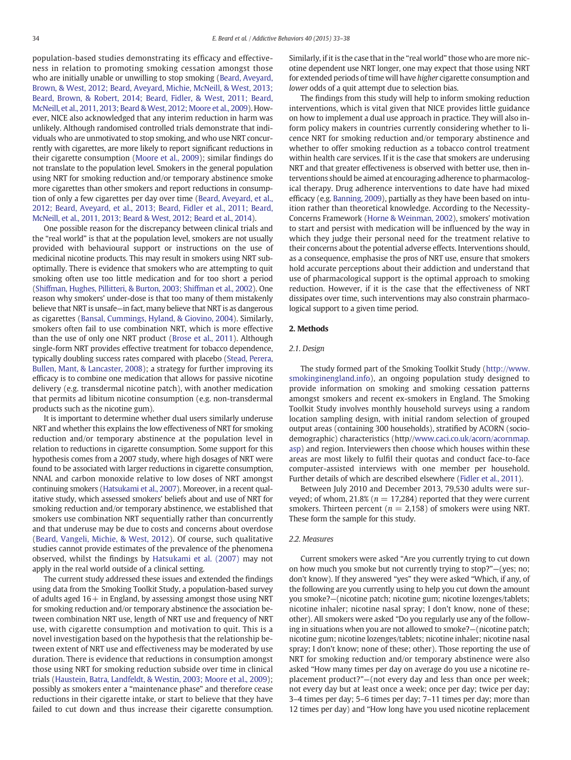population-based studies demonstrating its efficacy and effectiveness in relation to promoting smoking cessation amongst those who are initially unable or unwilling to stop smoking (Beard, Aveyard, Brown, & West, 2012; Beard, Aveyard, Michie, McNeill, & West, 2013; Beard, Brown, & Robert, 2014; Beard, Fidler, & West, 2011; Beard, McNeill, et al., 2011, 2013; Beard & West, 2012; Moore et al., 2009). However, NICE also acknowledged that any interim reduction in harm was unlikely. Although randomised controlled trials demonstrate that individuals who are unmotivated to stop smoking, and who use NRT concurrently with cigarettes, are more likely to report significant reductions in their cigarette consumption (Moore et al., 2009); similar findings do not translate to the population level. Smokers in the general population using NRT for smoking reduction and/or temporary abstinence smoke more cigarettes than other smokers and report reductions in consumption of only a few cigarettes per day over time (Beard, Aveyard, et al., 2012; Beard, Aveyard, et al., 2013; Beard, Fidler et al., 2011; Beard, McNeill, et al., 2011, 2013; Beard & West, 2012; Beard et al., 2014).

One possible reason for the discrepancy between clinical trials and the "real world" is that at the population level, smokers are not usually provided with behavioural support or instructions on the use of medicinal nicotine products. This may result in smokers using NRT suboptimally. There is evidence that smokers who are attempting to quit smoking often use too little medication and for too short a period (Shiffman, Hughes, Pillitteri, & Burton, 2003; Shiffman et al., 2002). One reason why many smokers' under-dose is that too many of them mistakenly believe that NRT is unsafe—in fact, many believe that NRT is as dangerous as cigarettes (Bansal, Cummings, Hyland, & Giovino, 2004). Similarly, smokers often fail to use combination NRT, which is more effective than the use of only one NRT product (Brose et al., 2011). Although single-form NRT provides effective treatment for tobacco dependence, typically doubling success rates compared with placebo (Stead, Perera, Bullen, Mant, & Lancaster, 2008); a strategy for further improving its efficacy is to combine one medication that allows for passive nicotine delivery (e.g. transdermal nicotine patch), with another medication that permits ad libitum nicotine consumption (e.g. non-transdermal products such as the nicotine gum).

It is important to determine whether dual users similarly underuse NRT and whether this explains the low effectiveness of NRT for smoking reduction and/or temporary abstinence at the population level in relation to reductions in cigarette consumption. Some support for this hypothesis comes from a 2007 study, where high dosages of NRT were found to be associated with larger reductions in cigarette consumption, NNAL and carbon monoxide relative to low doses of NRT amongst continuing smokers (Hatsukami et al., 2007). Moreover, in a recent qualitative study, which assessed smokers' beliefs about and use of NRT for smoking reduction and/or temporary abstinence, we established that smokers use combination NRT sequentially rather than concurrently and that underuse may be due to costs and concerns about overdose (Beard, Vangeli, Michie, & West, 2012). Of course, such qualitative studies cannot provide estimates of the prevalence of the phenomena observed, whilst the findings by Hatsukami et al. (2007) may not apply in the real world outside of a clinical setting.

The current study addressed these issues and extended the findings using data from the Smoking Toolkit Study, a population-based survey of adults aged 16+ in England, by assessing amongst those using NRT for smoking reduction and/or temporary abstinence the association between combination NRT use, length of NRT use and frequency of NRT use, with cigarette consumption and motivation to quit. This is a novel investigation based on the hypothesis that the relationship between extent of NRT use and effectiveness may be moderated by use duration. There is evidence that reductions in consumption amongst those using NRT for smoking reduction subside over time in clinical trials (Haustein, Batra, Landfeldt, & Westin, 2003; Moore et al., 2009); possibly as smokers enter a "maintenance phase" and therefore cease reductions in their cigarette intake, or start to believe that they have failed to cut down and thus increase their cigarette consumption. Similarly, if it is the case that in the "real world" those who are more nicotine dependent use NRT longer, one may expect that those using NRT for extended periods of time will have *higher* cigarette consumption and *lower* odds of a quit attempt due to selection bias.

The findings from this study will help to inform smoking reduction interventions, which is vital given that NICE provides little guidance on how to implement a dual use approach in practice. They will also inform policy makers in countries currently considering whether to licence NRT for smoking reduction and/or temporary abstinence and whether to offer smoking reduction as a tobacco control treatment within health care services. If it is the case that smokers are underusing NRT and that greater effectiveness is observed with better use, then interventions should be aimed at encouraging adherence to pharmacological therapy. Drug adherence interventions to date have had mixed efficacy (e.g. Banning, 2009), partially as they have been based on intuition rather than theoretical knowledge. According to the Necessity-Concerns Framework (Horne & Weinman, 2002), smokers' motivation to start and persist with medication will be influenced by the way in which they judge their personal need for the treatment relative to their concerns about the potential adverse effects. Interventions should, as a consequence, emphasise the pros of NRT use, ensure that smokers hold accurate perceptions about their addiction and understand that use of pharmacological support is the optimal approach to smoking reduction. However, if it is the case that the effectiveness of NRT dissipates over time, such interventions may also constrain pharmacological support to a given time period.

## 2. Methods

### 2.1. Design

The study formed part of the Smoking Toolkit Study (http://www.smokinginengland.info), an ongoing population study designed to provide information on smoking and smoking cessation patterns amongst smokers and recent ex-smokers in England. The Smoking Toolkit Study involves monthly household surveys using a random location sampling design, with initial random selection of grouped output areas (containing 300 households), stratified by ACORN (socio-demographic) characteristics (http//www.caci.co.uk/acorn/acornmap.asp) and region. Interviewers then choose which houses within these areas are most likely to fulfil their quotas and conduct face-to-face computer-assisted interviews with one member per household. Further details of which are described elsewhere (Fidler et al., 2011).

Between July 2010 and December 2013, 79,530 adults were surveyed; of whom, 21.8% ($n = 17{,}284$) reported that they were current smokers. Thirteen percent ($n = 2{,}158$) of smokers were using NRT. These form the sample for this study.

### 2.2. Measures

Current smokers were asked "Are you currently trying to cut down on how much you smoke but not currently trying to stop?"—(yes; no; don't know). If they answered "yes" they were asked "Which, if any, of the following are you currently using to help you cut down the amount you smoke?—(nicotine patch; nicotine gum; nicotine lozenges/tablets; nicotine inhaler; nicotine nasal spray; I don't know, none of these; other). All smokers were asked "Do you regularly use any of the following in situations when you are not allowed to smoke?—(nicotine patch; nicotine gum; nicotine lozenges/tablets; nicotine inhaler; nicotine nasal spray; I don't know; none of these; other). Those reporting the use of NRT for smoking reduction and/or temporary abstinence were also asked "How many times per day on average do you use a nicotine replacement product?"—(not every day and less than once per week; not every day but at least once a week; once per day; twice per day; 3–4 times per day; 5–6 times per day; 7–11 times per day; more than 12 times per day) and "How long have you used nicotine replacement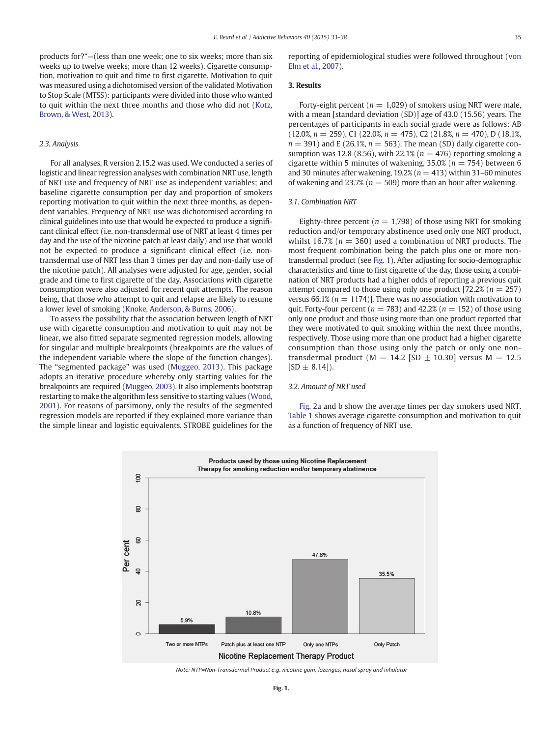products for?"—(less than one week; one to six weeks; more than six weeks up to twelve weeks; more than 12 weeks). Cigarette consumption, motivation to quit and time to first cigarette. Motivation to quit was measured using a dichotomised version of the validated Motivation to Stop Scale (MTSS): participants were divided into those who wanted to quit within the next three months and those who did not (Kotz, Brown, & West, 2013).

### 2.3. Analysis

For all analyses, R version 2.15.2 was used. We conducted a series of logistic and linear regression analyses with combination NRT use, length of NRT use and frequency of NRT use as independent variables; and baseline cigarette consumption per day and proportion of smokers reporting motivation to quit within the next three months, as dependent variables. Frequency of NRT use was dichotomised according to clinical guidelines into use that would be expected to produce a significant clinical effect (i.e. non-transdermal use of NRT at least 4 times per day and the use of the nicotine patch at least daily) and use that would not be expected to produce a significant clinical effect (i.e. non-transdermal use of NRT less than 3 times per day and non-daily use of the nicotine patch). All analyses were adjusted for age, gender, social grade and time to first cigarette of the day. Associations with cigarette consumption were also adjusted for recent quit attempts. The reason being, that those who attempt to quit and relapse are likely to resume a lower level of smoking (Knoke, Anderson, & Burns, 2006).

To assess the possibility that the association between length of NRT use with cigarette consumption and motivation to quit may not be linear, we also fitted separate segmented regression models, allowing for singular and multiple breakpoints (breakpoints are the values of the independent variable where the slope of the function changes). The "segmented package" was used (Muggeo, 2013). This package adopts an iterative procedure whereby only starting values for the breakpoints are required (Muggeo, 2003). It also implements bootstrap restarting to make the algorithm less sensitive to starting values (Wood, 2001). For reasons of parsimony, only the results of the segmented regression models are reported if they explained more variance than the simple linear and logistic equivalents. STROBE guidelines for the reporting of epidemiological studies were followed throughout (von Elm et al., 2007).

## 3. Results

Forty-eight percent ($n$ = 1,029) of smokers using NRT were male, with a mean [standard deviation (SD)] age of 43.0 (15.56) years. The percentages of participants in each social grade were as follows: AB (12.0%, $n$ = 259), C1 (22.0%, $n$ = 475), C2 (21.8%, $n$ = 470), D (18.1%, $n$ = 391) and E (26.1%, $n$ = 563). The mean (SD) daily cigarette consumption was 12.8 (8.56), with 22.1% ($n$ = 476) reporting smoking a cigarette within 5 minutes of wakening, 35.0% ($n$ = 754) between 6 and 30 minutes after wakening, 19.2% ($n$ = 413) within 31–60 minutes of wakening and 23.7% ($n$ = 509) more than an hour after wakening.

### 3.1. Combination NRT

Eighty-three percent ($n$ = 1,798) of those using NRT for smoking reduction and/or temporary abstinence used only one NRT product, whilst 16.7% ($n$ = 360) used a combination of NRT products. The most frequent combination being the patch plus one or more non-transdermal product (see Fig. 1). After adjusting for socio-demographic characteristics and time to first cigarette of the day, those using a combination of NRT products had a higher odds of reporting a previous quit attempt compared to those using only one product [72.2% ($n$ = 257) versus 66.1% ($n$ = 1174)]. There was no association with motivation to quit. Forty-four percent ($n$ = 783) and 42.2% ($n$ = 152) of those using only one product and those using more than one product reported that they were motivated to quit smoking within the next three months, respectively. Those using more than one product had a higher cigarette consumption than those using only the patch or only one non-transdermal product (M = 14.2 [SD ± 10.30] versus M = 12.5 [SD ± 8.14]).

### 3.2. Amount of NRT used

Fig. 2a and b show the average times per day smokers used NRT. Table 1 shows average cigarette consumption and motivation to quit as a function of frequency of NRT use.

Note: NTP=Non-Transdermal Product e.g. nicotine gum, lozenges, nasal spray and inhalator

**Fig. 1.**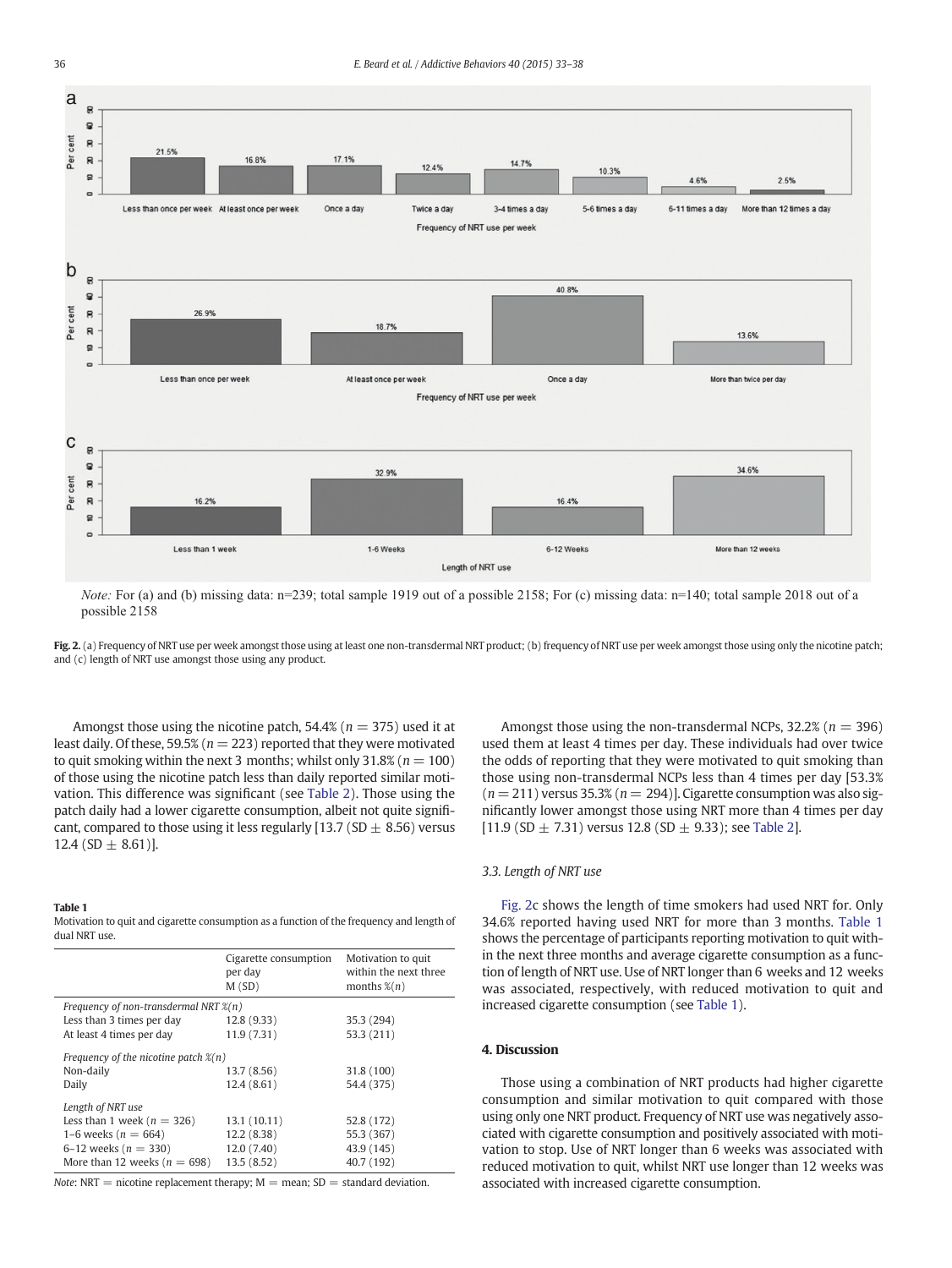*Note:* For (a) and (b) missing data: n=239; total sample 1919 out of a possible 2158; For (c) missing data: n=140; total sample 2018 out of a possible 2158

**Fig. 2.** (a) Frequency of NRT use per week amongst those using at least one non-transdermal NRT product; (b) frequency of NRT use per week amongst those using only the nicotine patch; and (c) length of NRT use amongst those using any product.

Amongst those using the nicotine patch, 54.4% ($n = 375$) used it at least daily. Of these, 59.5% ($n = 223$) reported that they were motivated to quit smoking within the next 3 months; whilst only 31.8% ($n = 100$) of those using the nicotine patch less than daily reported similar motivation. This difference was significant (see Table 2). Those using the patch daily had a lower cigarette consumption, albeit not quite significant, compared to those using it less regularly [13.7 (SD ± 8.56) versus 12.4 (SD ± 8.61)].

**Table 1**
Motivation to quit and cigarette consumption as a function of the frequency and length of dual NRT use.

| | Cigarette consumption per day M (SD) | Motivation to quit within the next three months %(n) |
|---|---|---|
| *Frequency of non-transdermal NRT %(n)* | | |
| Less than 3 times per day | 12.8 (9.33) | 35.3 (294) |
| At least 4 times per day | 11.9 (7.31) | 53.3 (211) |
| *Frequency of the nicotine patch %(n)* | | |
| Non-daily | 13.7 (8.56) | 31.8 (100) |
| Daily | 12.4 (8.61) | 54.4 (375) |
| *Length of NRT use* | | |
| Less than 1 week ($n = 326$) | 13.1 (10.11) | 52.8 (172) |
| 1–6 weeks ($n = 664$) | 12.2 (8.38) | 55.3 (367) |
| 6–12 weeks ($n = 330$) | 12.0 (7.40) | 43.9 (145) |
| More than 12 weeks ($n = 698$) | 13.5 (8.52) | 40.7 (192) |

*Note*: NRT = nicotine replacement therapy; M = mean; SD = standard deviation.

Amongst those using the non-transdermal NCPs, 32.2% ($n = 396$) used them at least 4 times per day. These individuals had over twice the odds of reporting that they were motivated to quit smoking than those using non-transdermal NCPs less than 4 times per day [53.3% ($n = 211$) versus 35.3% ($n = 294$)]. Cigarette consumption was also significantly lower amongst those using NRT more than 4 times per day [11.9 (SD ± 7.31) versus 12.8 (SD ± 9.33); see Table 2].

### 3.3. Length of NRT use

Fig. 2c shows the length of time smokers had used NRT for. Only 34.6% reported having used NRT for more than 3 months. Table 1 shows the percentage of participants reporting motivation to quit within the next three months and average cigarette consumption as a function of length of NRT use. Use of NRT longer than 6 weeks and 12 weeks was associated, respectively, with reduced motivation to quit and increased cigarette consumption (see Table 1).

## 4. Discussion

Those using a combination of NRT products had higher cigarette consumption and similar motivation to quit compared with those using only one NRT product. Frequency of NRT use was negatively associated with cigarette consumption and positively associated with motivation to stop. Use of NRT longer than 6 weeks was associated with reduced motivation to quit, whilst NRT use longer than 12 weeks was associated with increased cigarette consumption.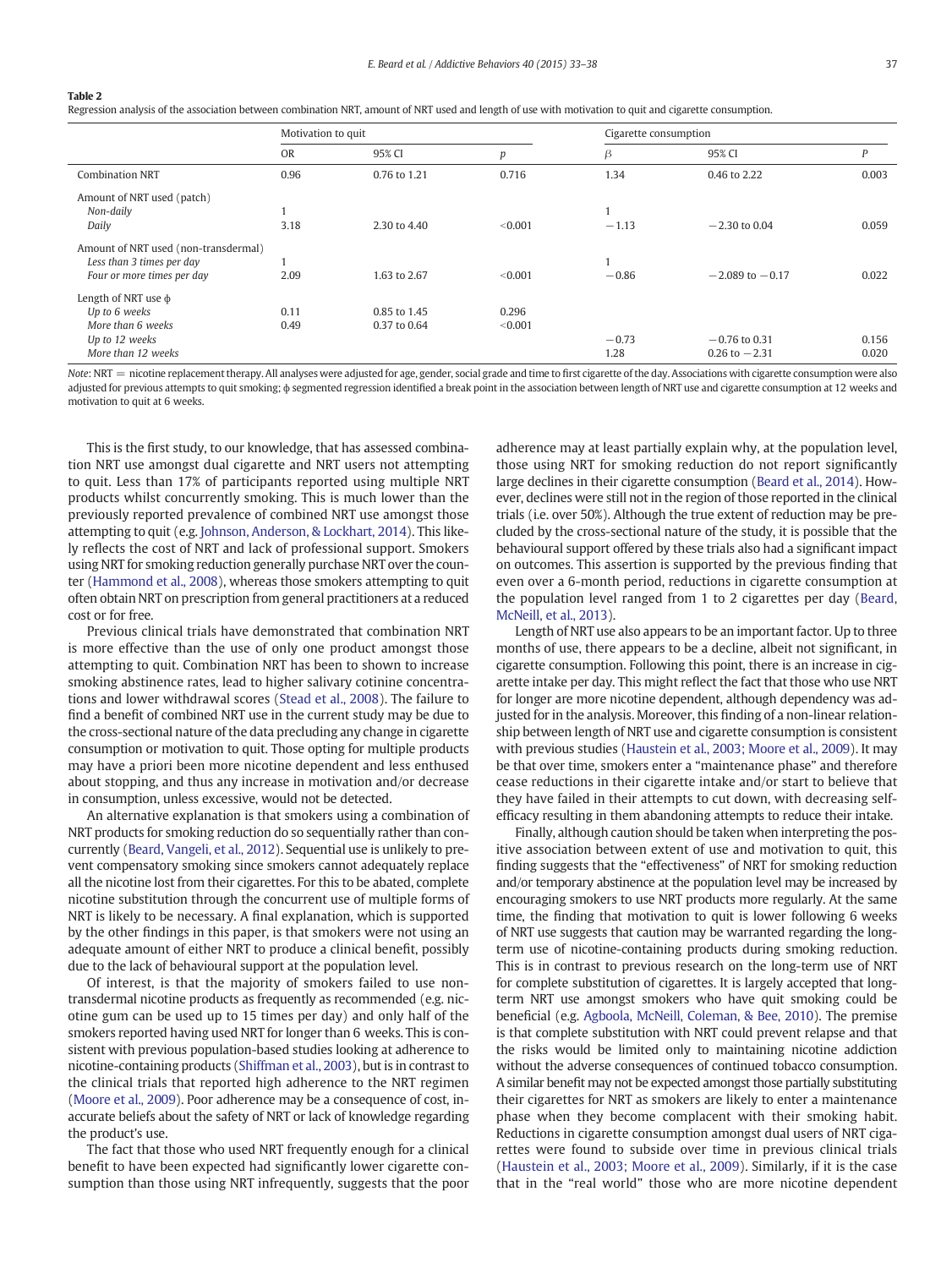**Table 2**
Regression analysis of the association between combination NRT, amount of NRT used and length of use with motivation to quit and cigarette consumption.

| | Motivation to quit | | | Cigarette consumption | | |
|---|---|---|---|---|---|---|
| | OR | 95% CI | *p* | $\beta$ | 95% CI | *P* |
| Combination NRT | 0.96 | 0.76 to 1.21 | 0.716 | 1.34 | 0.46 to 2.22 | 0.003 |
| Amount of NRT used (patch) | | | | | | |
| *Non-daily* | 1 | | | 1 | | |
| *Daily* | 3.18 | 2.30 to 4.40 | <0.001 | −1.13 | −2.30 to 0.04 | 0.059 |
| Amount of NRT used (non-transdermal) | | | | | | |
| *Less than 3 times per day* | 1 | | | 1 | | |
| *Four or more times per day* | 2.09 | 1.63 to 2.67 | <0.001 | −0.86 | −2.089 to −0.17 | 0.022 |
| Length of NRT use ϕ | | | | | | |
| *Up to 6 weeks* | 0.11 | 0.85 to 1.45 | 0.296 | | | |
| *More than 6 weeks* | 0.49 | 0.37 to 0.64 | <0.001 | | | |
| *Up to 12 weeks* | | | | −0.73 | −0.76 to 0.31 | 0.156 |
| *More than 12 weeks* | | | | 1.28 | 0.26 to −2.31 | 0.020 |

*Note*: NRT = nicotine replacement therapy. All analyses were adjusted for age, gender, social grade and time to first cigarette of the day. Associations with cigarette consumption were also adjusted for previous attempts to quit smoking; ϕ segmented regression identified a break point in the association between length of NRT use and cigarette consumption at 12 weeks and motivation to quit at 6 weeks.

This is the first study, to our knowledge, that has assessed combination NRT use amongst dual cigarette and NRT users not attempting to quit. Less than 17% of participants reported using multiple NRT products whilst concurrently smoking. This is much lower than the previously reported prevalence of combined NRT use amongst those attempting to quit (e.g. Johnson, Anderson, & Lockhart, 2014). This likely reflects the cost of NRT and lack of professional support. Smokers using NRT for smoking reduction generally purchase NRT over the counter (Hammond et al., 2008), whereas those smokers attempting to quit often obtain NRT on prescription from general practitioners at a reduced cost or for free.

Previous clinical trials have demonstrated that combination NRT is more effective than the use of only one product amongst those attempting to quit. Combination NRT has been to shown to increase abstinence rates, lead to higher salivary cotinine concentrations and lower withdrawal scores (Stead et al., 2008). The failure to find a benefit of combined NRT use in the current study may be due to the cross-sectional nature of the data precluding any change in cigarette consumption or motivation to quit. Those opting for multiple products may have a priori been more nicotine dependent and less enthused about stopping, and thus any increase in motivation and/or decrease in consumption, unless excessive, would not be detected.

An alternative explanation is that smokers using a combination of NRT products for smoking reduction do so sequentially rather than concurrently (Beard, Vangeli, et al., 2012). Sequential use is unlikely to prevent compensatory smoking since smokers cannot adequately replace all the nicotine lost from their cigarettes. For this to be abated, complete nicotine substitution through the concurrent use of multiple forms of NRT is likely to be necessary. A final explanation, which is supported by the other findings in this paper, is that smokers were not using an adequate amount of either NRT to produce a clinical benefit, possibly due to the lack of behavioural support at the population level.

Of interest, is that the majority of smokers failed to use non-transdermal nicotine products as frequently as recommended (e.g. nicotine gum can be used up to 15 times per day) and only half of the smokers reported having used NRT for longer than 6 weeks. This is consistent with previous population-based studies looking at adherence to nicotine-containing products (Shiffman et al., 2003), but is in contrast to the clinical trials that reported high adherence to the NRT regimen (Moore et al., 2009). Poor adherence may be a consequence of cost, inaccurate beliefs about the safety of NRT or lack of knowledge regarding the product's use.

The fact that those who used NRT frequently enough for a clinical benefit to have been expected had significantly lower cigarette consumption than those using NRT infrequently, suggests that the poor adherence may at least partially explain why, at the population level, those using NRT for smoking reduction do not report significantly large declines in their cigarette consumption (Beard et al., 2014). However, declines were still not in the region of those reported in the clinical trials (i.e. over 50%). Although the true extent of reduction may be precluded by the cross-sectional nature of the study, it is possible that the behavioural support offered by these trials also had a significant impact on outcomes. This assertion is supported by the previous finding that even over a 6-month period, reductions in cigarette consumption at the population level ranged from 1 to 2 cigarettes per day (Beard, McNeill, et al., 2013).

Length of NRT use also appears to be an important factor. Up to three months of use, there appears to be a decline, albeit not significant, in cigarette consumption. Following this point, there is an increase in cigarette intake per day. This might reflect the fact that those who use NRT for longer are more nicotine dependent, although dependency was adjusted for in the analysis. Moreover, this finding of a non-linear relationship between length of NRT use and cigarette consumption is consistent with previous studies (Haustein et al., 2003; Moore et al., 2009). It may be that over time, smokers enter a "maintenance phase" and therefore cease reductions in their cigarette intake and/or start to believe that they have failed in their attempts to cut down, with decreasing self-efficacy resulting in them abandoning attempts to reduce their intake.

Finally, although caution should be taken when interpreting the positive association between extent of use and motivation to quit, this finding suggests that the "effectiveness" of NRT for smoking reduction and/or temporary abstinence at the population level may be increased by encouraging smokers to use NRT products more regularly. At the same time, the finding that motivation to quit is lower following 6 weeks of NRT use suggests that caution may be warranted regarding the long-term use of nicotine-containing products during smoking reduction. This is in contrast to previous research on the long-term use of NRT for complete substitution of cigarettes. It is largely accepted that long-term NRT use amongst smokers who have quit smoking could be beneficial (e.g. Agboola, McNeill, Coleman, & Bee, 2010). The premise is that complete substitution with NRT could prevent relapse and that the risks would be limited only to maintaining nicotine addiction without the adverse consequences of continued tobacco consumption. A similar benefit may not be expected amongst those partially substituting their cigarettes for NRT as smokers are likely to enter a maintenance phase when they become complacent with their smoking habit. Reductions in cigarette consumption amongst dual users of NRT cigarettes were found to subside over time in previous clinical trials (Haustein et al., 2003; Moore et al., 2009). Similarly, if it is the case that in the "real world" those who are more nicotine dependent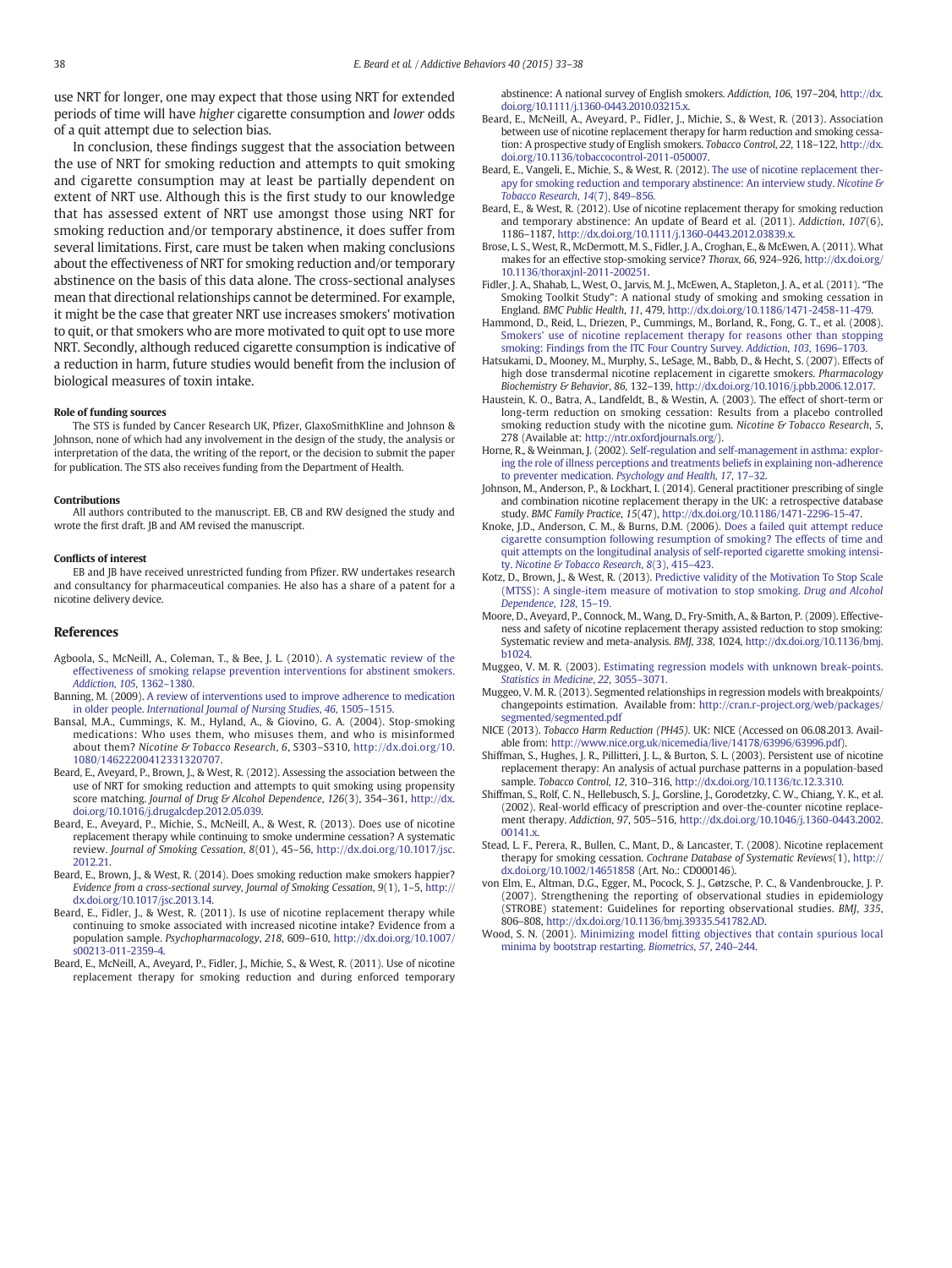use NRT for longer, one may expect that those using NRT for extended periods of time will have *higher* cigarette consumption and *lower* odds of a quit attempt due to selection bias.

In conclusion, these findings suggest that the association between the use of NRT for smoking reduction and attempts to quit smoking and cigarette consumption may at least be partially dependent on extent of NRT use. Although this is the first study to our knowledge that has assessed extent of NRT use amongst those using NRT for smoking reduction and/or temporary abstinence, it does suffer from several limitations. First, care must be taken when making conclusions about the effectiveness of NRT for smoking reduction and/or temporary abstinence on the basis of this data alone. The cross-sectional analyses mean that directional relationships cannot be determined. For example, it might be the case that greater NRT use increases smokers' motivation to quit, or that smokers who are more motivated to quit opt to use more NRT. Secondly, although reduced cigarette consumption is indicative of a reduction in harm, future studies would benefit from the inclusion of biological measures of toxin intake.

#### Role of funding sources

The STS is funded by Cancer Research UK, Pfizer, GlaxoSmithKline and Johnson & Johnson, none of which had any involvement in the design of the study, the analysis or interpretation of the data, the writing of the report, or the decision to submit the paper for publication. The STS also receives funding from the Department of Health.

#### Contributions

All authors contributed to the manuscript. EB, CB and RW designed the study and wrote the first draft. JB and AM revised the manuscript.

#### Conflicts of interest

EB and JB have received unrestricted funding from Pfizer. RW undertakes research and consultancy for pharmaceutical companies. He also has a share of a patent for a nicotine delivery device.

## References

Agboola, S., McNeill, A., Coleman, T., & Bee, J. L. (2010). A systematic review of the effectiveness of smoking relapse prevention interventions for abstinent smokers. *Addiction*, *105*, 1362–1380.

Banning, M. (2009). A review of interventions used to improve adherence to medication in older people. *International Journal of Nursing Studies*, *46*, 1505–1515.

Bansal, M.A., Cummings, K. M., Hyland, A., & Giovino, G. A. (2004). Stop-smoking medications: Who uses them, who misuses them, and who is misinformed about them? *Nicotine & Tobacco Research*, *6*, S303–S310, http://dx.doi.org/10.1080/14622200412331320707.

Beard, E., Aveyard, P., Brown, J., & West, R. (2012). Assessing the association between the use of NRT for smoking reduction and attempts to quit smoking using propensity score matching. *Journal of Drug & Alcohol Dependence*, *126*(3), 354–361, http://dx.doi.org/10.1016/j.drugalcdep.2012.05.039.

Beard, E., Aveyard, P., Michie, S., McNeill, A., & West, R. (2013). Does use of nicotine replacement therapy while continuing to smoke undermine cessation? A systematic review. *Journal of Smoking Cessation*, *8*(01), 45–56, http://dx.doi.org/10.1017/jsc.2012.21.

Beard, E., Brown, J., & West, R. (2014). Does smoking reduction make smokers happier? *Evidence from a cross-sectional survey*, *Journal of Smoking Cessation*, *9*(1), 1–5, http://dx.doi.org/10.1017/jsc.2013.14.

Beard, E., Fidler, J., & West, R. (2011). Is use of nicotine replacement therapy while continuing to smoke associated with increased nicotine intake? Evidence from a population sample. *Psychopharmacology*, *218*, 609–610, http://dx.doi.org/10.1007/s00213-011-2359-4.

Beard, E., McNeill, A., Aveyard, P., Fidler, J., Michie, S., & West, R. (2011). Use of nicotine replacement therapy for smoking reduction and during enforced temporary abstinence: A national survey of English smokers. *Addiction*, *106*, 197–204, http://dx.doi.org/10.1111/j.1360-0443.2010.03215.x.

Beard, E., McNeill, A., Aveyard, P., Fidler, J., Michie, S., & West, R. (2013). Association between use of nicotine replacement therapy for harm reduction and smoking cessation: A prospective study of English smokers. *Tobacco Control*, *22*, 118–122, http://dx.doi.org/10.1136/tobaccocontrol-2011-050007.

Beard, E., Vangeli, E., Michie, S., & West, R. (2012). The use of nicotine replacement therapy for smoking reduction and temporary abstinence: An interview study. *Nicotine & Tobacco Research*, *14*(7), 849–856.

Beard, E., & West, R. (2012). Use of nicotine replacement therapy for smoking reduction and temporary abstinence: An update of Beard et al. (2011). *Addiction*, *107*(6), 1186–1187, http://dx.doi.org/10.1111/j.1360-0443.2012.03839.x.

Brose, L. S., West, R., McDermott, M. S., Fidler, J. A., Croghan, E., & McEwen, A. (2011). What makes for an effective stop-smoking service? *Thorax*, *66*, 924–926, http://dx.doi.org/10.1136/thoraxjnl-2011-200251.

Fidler, J. A., Shahab, L., West, O., Jarvis, M. J., McEwen, A., Stapleton, J. A., et al. (2011). "The Smoking Toolkit Study": A national study of smoking and smoking cessation in England. *BMC Public Health*, *11*, 479, http://dx.doi.org/10.1186/1471-2458-11-479.

Hammond, D., Reid, L., Driezen, P., Cummings, M., Borland, R., Fong, G. T., et al. (2008). Smokers' use of nicotine replacement therapy for reasons other than stopping smoking: Findings from the ITC Four Country Survey. *Addiction*, *103*, 1696–1703.

Hatsukami, D., Mooney, M., Murphy, S., LeSage, M., Babb, D., & Hecht, S. (2007). Effects of high dose transdermal nicotine replacement in cigarette smokers. *Pharmacology Biochemistry & Behavior*, *86*, 132–139, http://dx.doi.org/10.1016/j.pbb.2006.12.017.

Haustein, K. O., Batra, A., Landfeldt, B., & Westin, A. (2003). The effect of short-term or long-term reduction on smoking cessation: Results from a placebo controlled smoking reduction study with the nicotine gum. *Nicotine & Tobacco Research*, *5*, 278 (Available at: http://ntr.oxfordjournals.org/).

Horne, R., & Weinman, J. (2002). Self-regulation and self-management in asthma: exploring the role of illness perceptions and treatments beliefs in explaining non-adherence to preventer medication. *Psychology and Health*, *17*, 17–32.

Johnson, M., Anderson, P., & Lockhart, I. (2014). General practitioner prescribing of single and combination nicotine replacement therapy in the UK: a retrospective database study. *BMC Family Practice*, *15*(47), http://dx.doi.org/10.1186/1471-2296-15-47.

Knoke, J.D., Anderson, C. M., & Burns, D.M. (2006). Does a failed quit attempt reduce cigarette consumption following resumption of smoking? The effects of time and quit attempts on the longitudinal analysis of self-reported cigarette smoking intensity. *Nicotine & Tobacco Research*, *8*(3), 415–423.

Kotz, D., Brown, J., & West, R. (2013). Predictive validity of the Motivation To Stop Scale (MTSS): A single-item measure of motivation to stop smoking. *Drug and Alcohol Dependence*, *128*, 15–19.

Moore, D., Aveyard, P., Connock, M., Wang, D., Fry-Smith, A., & Barton, P. (2009). Effectiveness and safety of nicotine replacement therapy assisted reduction to stop smoking: Systematic review and meta-analysis. *BMJ*, *338*, 1024, http://dx.doi.org/10.1136/bmj.b1024.

Muggeo, V. M. R. (2003). Estimating regression models with unknown break-points. *Statistics in Medicine*, *22*, 3055–3071.

Muggeo, V. M. R. (2013). Segmented relationships in regression models with breakpoints/changepoints estimation. Available from: http://cran.r-project.org/web/packages/segmented/segmented.pdf

NICE (2013). *Tobacco Harm Reduction (PH45)*. UK: NICE (Accessed on 06.08.2013. Available from: http://www.nice.org.uk/nicemedia/live/14178/63996/63996.pdf).

Shiffman, S., Hughes, J. R., Pillitteri, J. L., & Burton, S. L. (2003). Persistent use of nicotine replacement therapy: An analysis of actual purchase patterns in a population-based sample. *Tobacco Control*, *12*, 310–316, http://dx.doi.org/10.1136/tc.12.3.310.

Shiffman, S., Rolf, C. N., Hellebusch, S. J., Gorsline, J., Gorodetzky, C. W., Chiang, Y. K., et al. (2002). Real-world efficacy of prescription and over-the-counter nicotine replacement therapy. *Addiction*, *97*, 505–516, http://dx.doi.org/10.1046/j.1360-0443.2002.00141.x.

Stead, L. F., Perera, R., Bullen, C., Mant, D., & Lancaster, T. (2008). Nicotine replacement therapy for smoking cessation. *Cochrane Database of Systematic Reviews*(1), http://dx.doi.org/10.1002/14651858 (Art. No.: CD000146).

von Elm, E., Altman, D.G., Egger, M., Pocock, S. J., Gøtzsche, P. C., & Vandenbroucke, J. P. (2007). Strengthening the reporting of observational studies in epidemiology (STROBE) statement: Guidelines for reporting observational studies. *BMJ*, *335*, 806–808, http://dx.doi.org/10.1136/bmj.39335.541782.AD.

Wood, S. N. (2001). Minimizing model fitting objectives that contain spurious local minima by bootstrap restarting. *Biometrics*, *57*, 240–244.